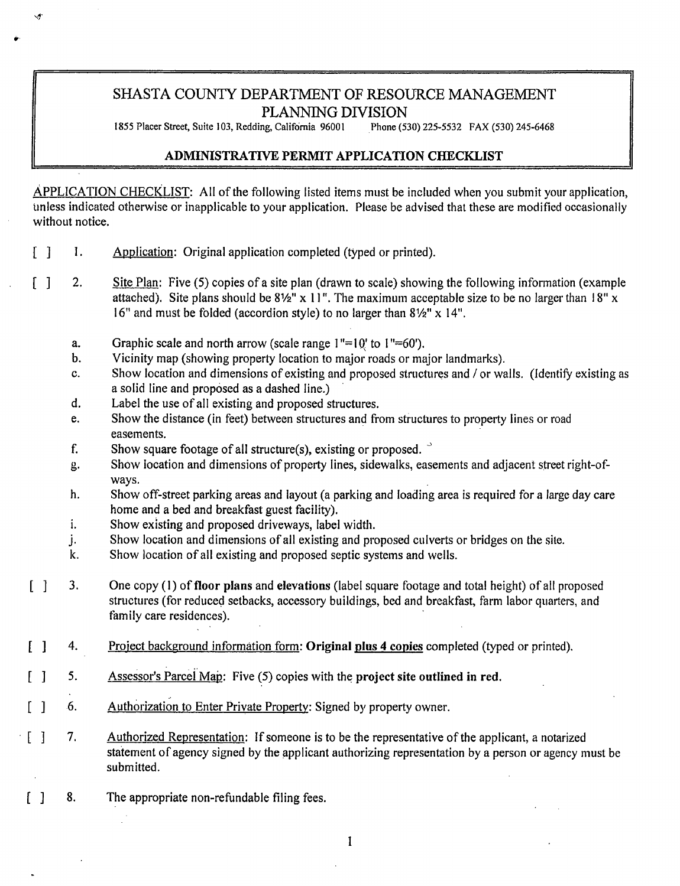# SHASTA COUNTY DEPARTMENT OF RESOURCE MANAGEMENT
## PLANNING DIVISION

1855 Placer Street, Suite 103, Redding, California 96001 Phone (530) 225-5532 FAX (530) 245-6468

### ADMINISTRATIVE PERMIT APPLICATION CHECKLIST

APPLICATION CHECKLIST: All of the following listed items must be included when you submit your application, unless indicated otherwise or inapplicable to your application. Please be advised that these are modified occasionally without notice.

[ ] 1. Application: Original application completed (typed or printed).

[ ] 2. Site Plan: Five (5) copies of a site plan (drawn to scale) showing the following information (example attached). Site plans should be 8½" x 11". The maximum acceptable size to be no larger than 18" x 16" and must be folded (accordion style) to no larger than 8½" x 14".

- a. Graphic scale and north arrow (scale range 1"=10' to 1"=60').
- b. Vicinity map (showing property location to major roads or major landmarks).
- c. Show location and dimensions of existing and proposed structures and / or walls. (Identify existing as a solid line and proposed as a dashed line.)
- d. Label the use of all existing and proposed structures.
- e. Show the distance (in feet) between structures and from structures to property lines or road easements.
- f. Show square footage of all structure(s), existing or proposed.
- g. Show location and dimensions of property lines, sidewalks, easements and adjacent street right-of-ways.
- h. Show off-street parking areas and layout (a parking and loading area is required for a large day care home and a bed and breakfast guest facility).
- i. Show existing and proposed driveways, label width.
- j. Show location and dimensions of all existing and proposed culverts or bridges on the site.
- k. Show location of all existing and proposed septic systems and wells.

[ ] 3. One copy (1) of **floor plans** and **elevations** (label square footage and total height) of all proposed structures (for reduced setbacks, accessory buildings, bed and breakfast, farm labor quarters, and family care residences).

[ ] 4. Project background information form: **Original plus 4 copies** completed (typed or printed).

[ ] 5. Assessor's Parcel Map: Five (5) copies with the **project site outlined in red.**

[ ] 6. Authorization to Enter Private Property: Signed by property owner.

[ ] 7. Authorized Representation: If someone is to be the representative of the applicant, a notarized statement of agency signed by the applicant authorizing representation by a person or agency must be submitted.

[ ] 8. The appropriate non-refundable filing fees.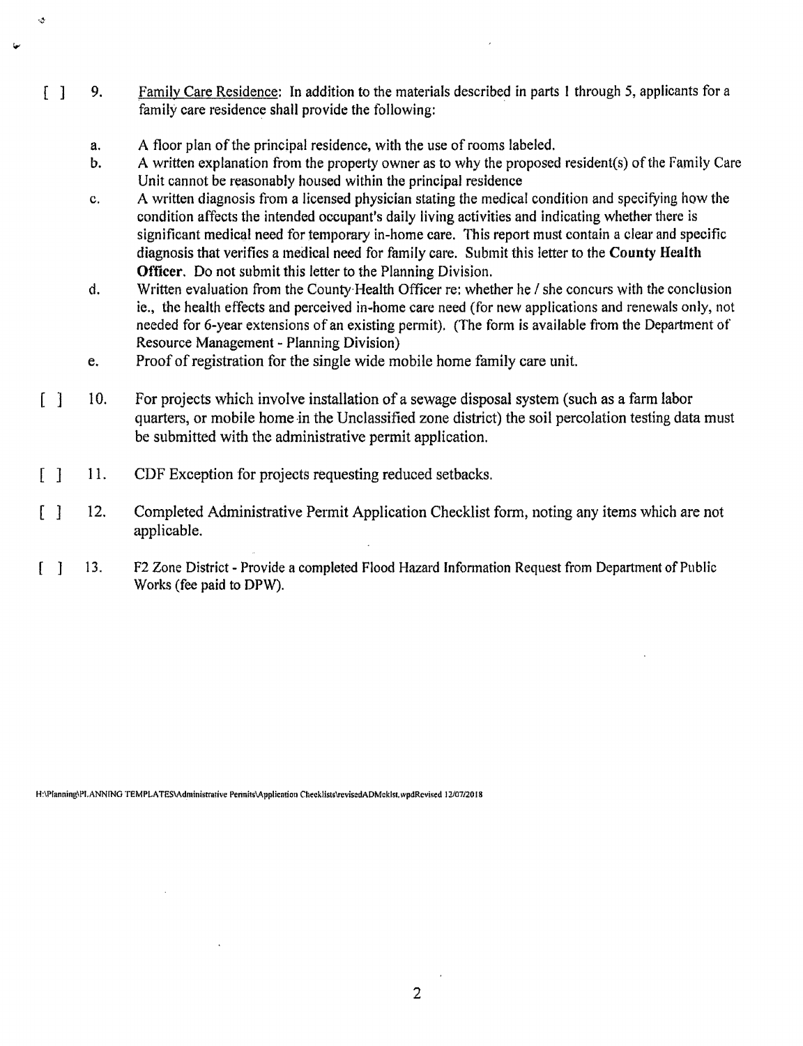[ ] 9. Family Care Residence: In addition to the materials described in parts 1 through 5, applicants for a family care residence shall provide the following:

   a. A floor plan of the principal residence, with the use of rooms labeled.
   b. A written explanation from the property owner as to why the proposed resident(s) of the Family Care Unit cannot be reasonably housed within the principal residence
   c. A written diagnosis from a licensed physician stating the medical condition and specifying how the condition affects the intended occupant's daily living activities and indicating whether there is significant medical need for temporary in-home care. This report must contain a clear and specific diagnosis that verifies a medical need for family care. Submit this letter to the **County Health Officer**. Do not submit this letter to the Planning Division.
   d. Written evaluation from the County Health Officer re: whether he / she concurs with the conclusion ie., the health effects and perceived in-home care need (for new applications and renewals only, not needed for 6-year extensions of an existing permit). (The form is available from the Department of Resource Management - Planning Division)
   e. Proof of registration for the single wide mobile home family care unit.

[ ] 10. For projects which involve installation of a sewage disposal system (such as a farm labor quarters, or mobile home in the Unclassified zone district) the soil percolation testing data must be submitted with the administrative permit application.

[ ] 11. CDF Exception for projects requesting reduced setbacks.

[ ] 12. Completed Administrative Permit Application Checklist form, noting any items which are not applicable.

[ ] 13. F2 Zone District - Provide a completed Flood Hazard Information Request from Department of Public Works (fee paid to DPW).

H:\Planning\PLANNING TEMPLATES\Administrative Permits\Application Checklists\revisedADMcklst.wpdRevised 12/07/2018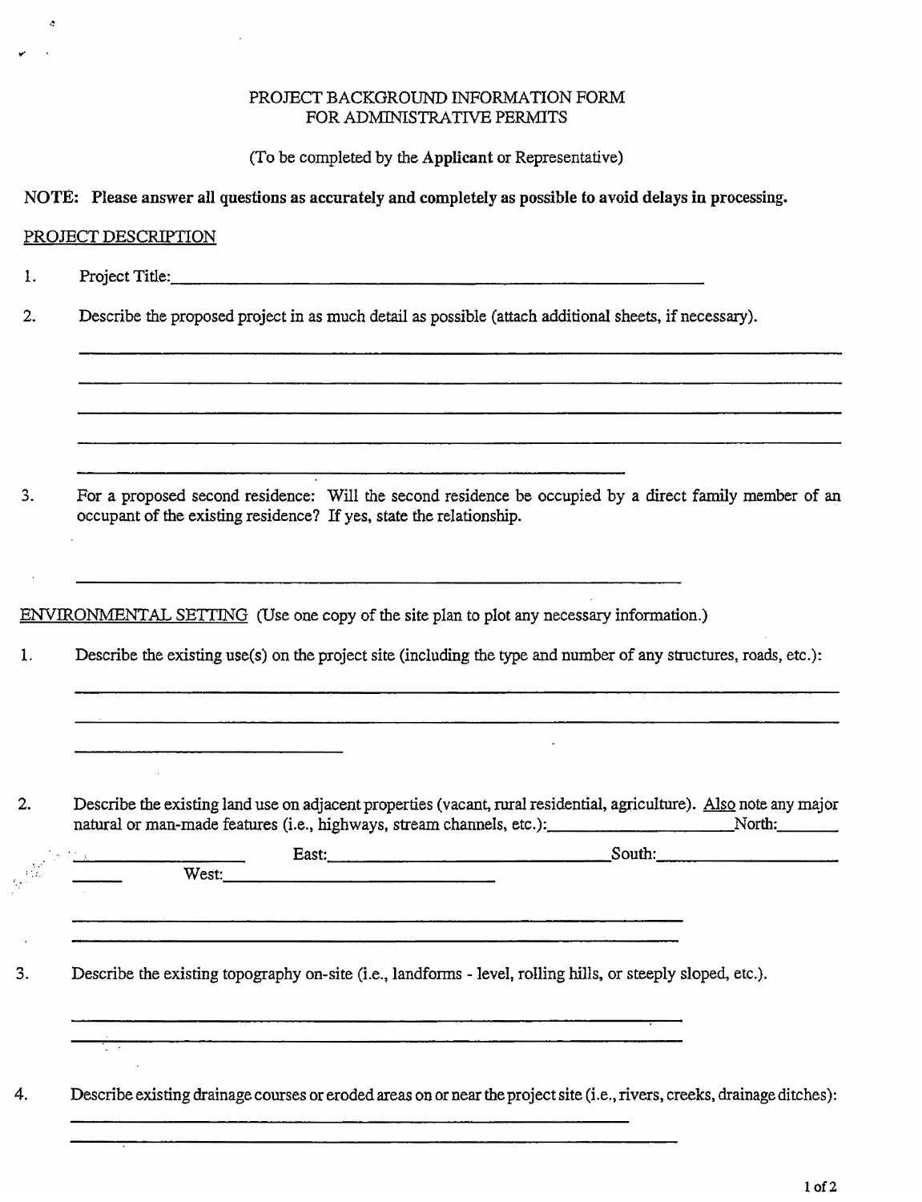# PROJECT BACKGROUND INFORMATION FORM
# FOR ADMINISTRATIVE PERMITS

(To be completed by the **Applicant** or Representative)

**NOTE: Please answer all questions as accurately and completely as possible to avoid delays in processing.**

## PROJECT DESCRIPTION

1. Project Title: ______________________________________________

2. Describe the proposed project in as much detail as possible (attach additional sheets, if necessary).

   ______________________________________________
   ______________________________________________
   ______________________________________________
   ______________________________________________
   ______________________________________________

3. For a proposed second residence: Will the second residence be occupied by a direct family member of an occupant of the existing residence? If yes, state the relationship.

   ______________________________________________

## ENVIRONMENTAL SETTING (Use one copy of the site plan to plot any necessary information.)

1. Describe the existing use(s) on the project site (including the type and number of any structures, roads, etc.):

   ______________________________________________
   ______________________________________________
   ______________________________________________

2. Describe the existing land use on adjacent properties (vacant, rural residential, agriculture). Also note any major natural or man-made features (i.e., highways, stream channels, etc.): ____________ North: ____________ East: ____________ South: ____________ West: ____________

   ______________________________________________
   ______________________________________________

3. Describe the existing topography on-site (i.e., landforms - level, rolling hills, or steeply sloped, etc.).

   ______________________________________________
   ______________________________________________

4. Describe existing drainage courses or eroded areas on or near the project site (i.e., rivers, creeks, drainage ditches):

   ______________________________________________
   ______________________________________________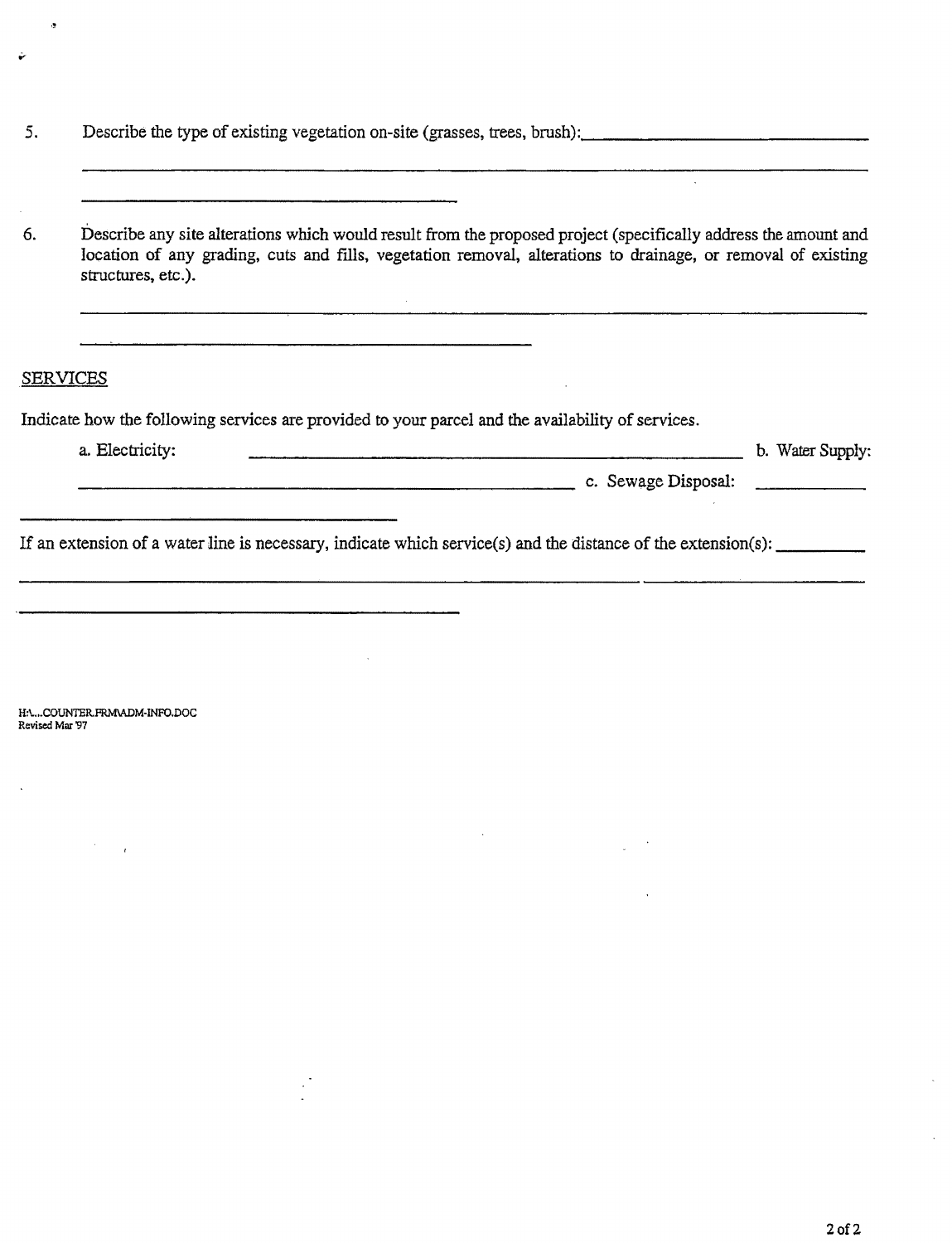5. Describe the type of existing vegetation on-site (grasses, trees, brush): ______________________________

______________________________________________________________________________

______________________________

6. Describe any site alterations which would result from the proposed project (specifically address the amount and location of any grading, cuts and fills, vegetation removal, alterations to drainage, or removal of existing structures, etc.).

______________________________________________________________________________

______________________________

## SERVICES

Indicate how the following services are provided to your parcel and the availability of services.

a. Electricity: ______________________________ b. Water Supply: ______________________________ c. Sewage Disposal: ______________________________

If an extension of a water line is necessary, indicate which service(s) and the distance of the extension(s): __________

______________________________________________________________________________

______________________________

H:\...COUNTER.FRM\ADM-INFO.DOC
Revised Mar '97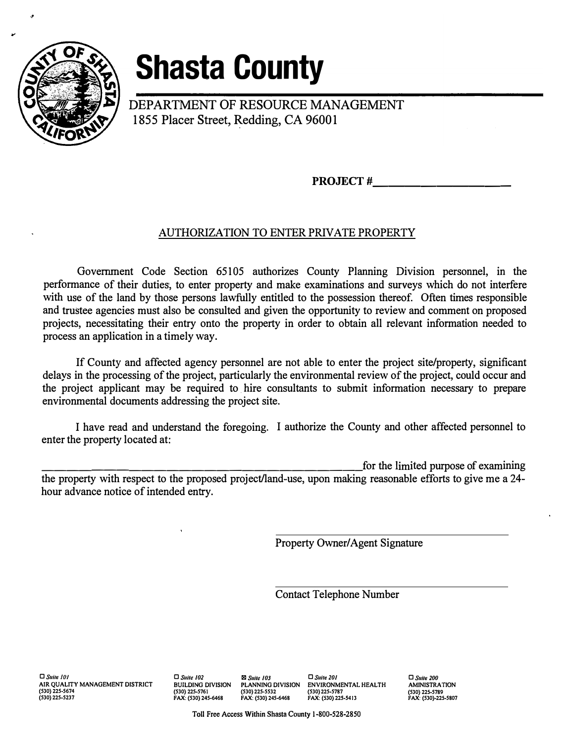# Shasta County

DEPARTMENT OF RESOURCE MANAGEMENT
1855 Placer Street, Redding, CA 96001

**PROJECT #**\_\_\_\_\_\_\_\_\_\_\_\_\_\_\_\_\_\_\_\_

## AUTHORIZATION TO ENTER PRIVATE PROPERTY

Government Code Section 65105 authorizes County Planning Division personnel, in the performance of their duties, to enter property and make examinations and surveys which do not interfere with use of the land by those persons lawfully entitled to the possession thereof. Often times responsible and trustee agencies must also be consulted and given the opportunity to review and comment on proposed projects, necessitating their entry onto the property in order to obtain all relevant information needed to process an application in a timely way.

If County and affected agency personnel are not able to enter the project site/property, significant delays in the processing of the project, particularly the environmental review of the project, could occur and the project applicant may be required to hire consultants to submit information necessary to prepare environmental documents addressing the project site.

I have read and understand the foregoing. I authorize the County and other affected personnel to enter the property located at:

\_\_\_\_\_\_\_\_\_\_\_\_\_\_\_\_\_\_\_\_\_\_\_\_\_\_\_\_\_\_\_\_\_\_\_\_\_\_\_\_\_\_\_\_for the limited purpose of examining the property with respect to the proposed project/land-use, upon making reasonable efforts to give me a 24-hour advance notice of intended entry.

\_\_\_\_\_\_\_\_\_\_\_\_\_\_\_\_\_\_\_\_\_\_\_\_\_\_\_\_\_\_\_\_\_\_\_\_
Property Owner/Agent Signature

\_\_\_\_\_\_\_\_\_\_\_\_\_\_\_\_\_\_\_\_\_\_\_\_\_\_\_\_\_\_\_\_\_\_\_\_
Contact Telephone Number

| ☐ *Suite 101* | ☐ *Suite 102* | ☒ *Suite 103* | ☐ *Suite 201* | ☐ *Suite 200* |
|---|---|---|---|---|
| AIR QUALITY MANAGEMENT DISTRICT | BUILDING DIVISION | PLANNING DIVISION | ENVIRONMENTAL HEALTH | AMINISTRATION |
| (530) 225-5674 | (530) 225-5761 | (530) 225-5532 | (530) 225-5787 | (530) 225-5789 |
| (530) 225-5237 | FAX: (530) 245-6468 | FAX: (530) 245-6468 | FAX: (530) 225-5413 | FAX: (530)-225-5807 |

Toll Free Access Within Shasta County 1-800-528-2850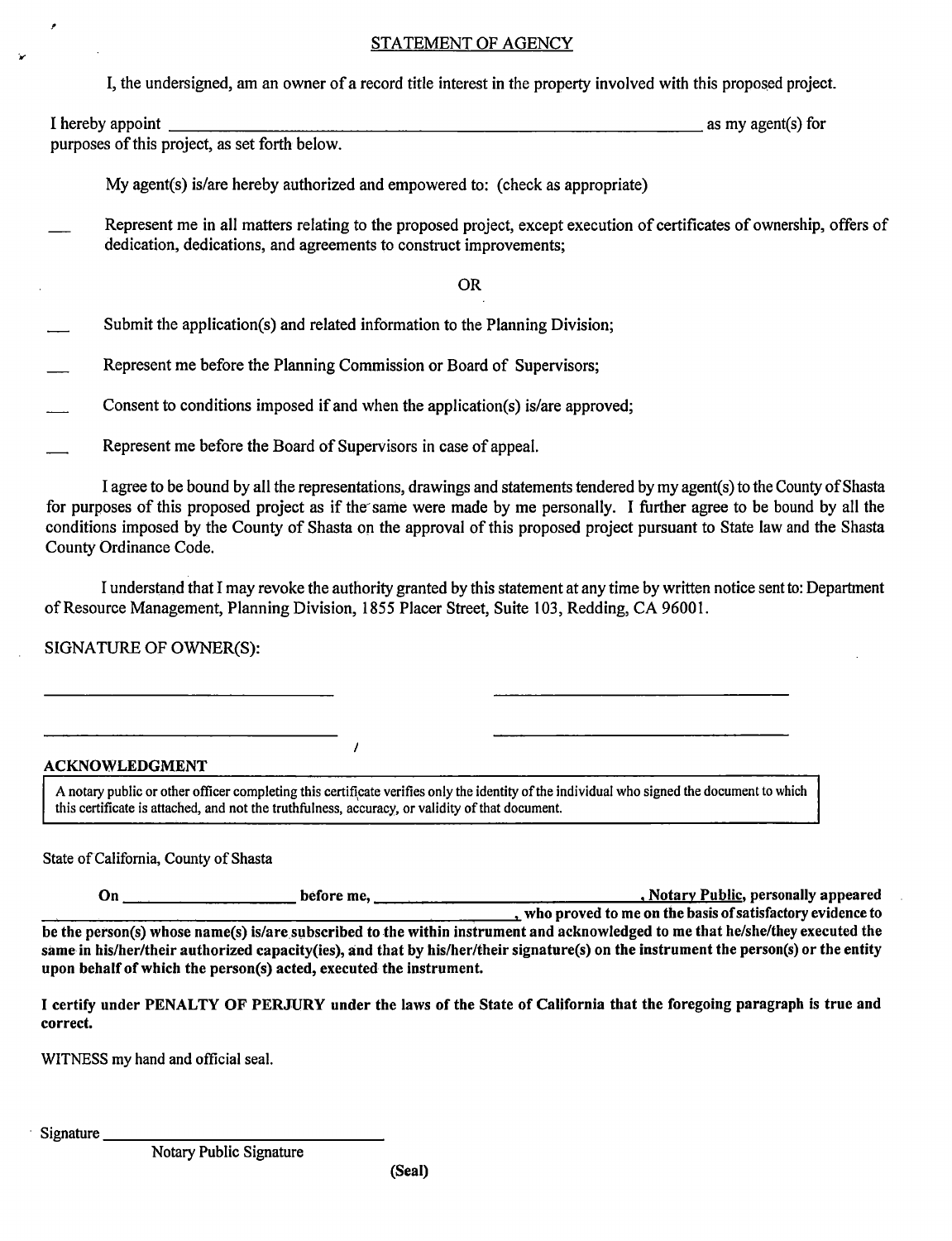## STATEMENT OF AGENCY

I, the undersigned, am an owner of a record title interest in the property involved with this proposed project.

I hereby appoint ______________________________________________________________ as my agent(s) for purposes of this project, as set forth below.

My agent(s) is/are hereby authorized and empowered to: (check as appropriate)

___ Represent me in all matters relating to the proposed project, except execution of certificates of ownership, offers of dedication, dedications, and agreements to construct improvements;

OR

___ Submit the application(s) and related information to the Planning Division;

___ Represent me before the Planning Commission or Board of Supervisors;

___ Consent to conditions imposed if and when the application(s) is/are approved;

___ Represent me before the Board of Supervisors in case of appeal.

I agree to be bound by all the representations, drawings and statements tendered by my agent(s) to the County of Shasta for purposes of this proposed project as if the same were made by me personally. I further agree to be bound by all the conditions imposed by the County of Shasta on the approval of this proposed project pursuant to State law and the Shasta County Ordinance Code.

I understand that I may revoke the authority granted by this statement at any time by written notice sent to: Department of Resource Management, Planning Division, 1855 Placer Street, Suite 103, Redding, CA 96001.

SIGNATURE OF OWNER(S):

________________________________ ________________________________

________________________________ ________________________________

**ACKNOWLEDGMENT**

> A notary public or other officer completing this certificate verifies only the identity of the individual who signed the document to which this certificate is attached, and not the truthfulness, accuracy, or validity of that document.

State of California, County of Shasta

**On ____________________ before me, ________________________________, Notary Public, personally appeared ____________________________________________, who proved to me on the basis of satisfactory evidence to be the person(s) whose name(s) is/are subscribed to the within instrument and acknowledged to me that he/she/they executed the same in his/her/their authorized capacity(ies), and that by his/her/their signature(s) on the instrument the person(s) or the entity upon behalf of which the person(s) acted, executed the instrument.**

**I certify under PENALTY OF PERJURY under the laws of the State of California that the foregoing paragraph is true and correct.**

WITNESS my hand and official seal.

Signature ________________________________
Notary Public Signature

**(Seal)**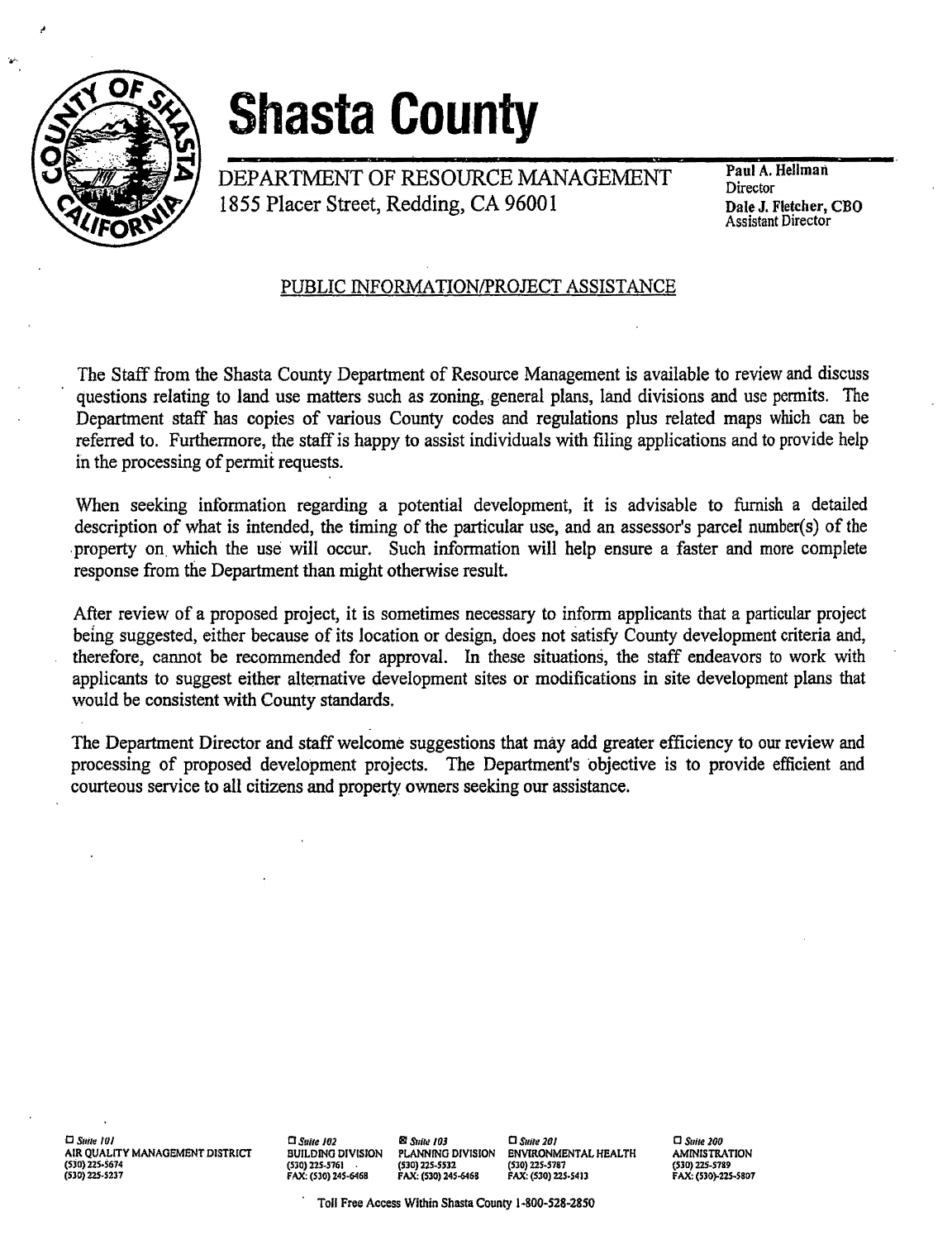# Shasta County

DEPARTMENT OF RESOURCE MANAGEMENT
1855 Placer Street, Redding, CA 96001

**Paul A. Hellman**
Director
**Dale J. Fletcher, CBO**
Assistant Director

## PUBLIC INFORMATION/PROJECT ASSISTANCE

The Staff from the Shasta County Department of Resource Management is available to review and discuss questions relating to land use matters such as zoning, general plans, land divisions and use permits. The Department staff has copies of various County codes and regulations plus related maps which can be referred to. Furthermore, the staff is happy to assist individuals with filing applications and to provide help in the processing of permit requests.

When seeking information regarding a potential development, it is advisable to furnish a detailed description of what is intended, the timing of the particular use, and an assessor's parcel number(s) of the property on which the use will occur. Such information will help ensure a faster and more complete response from the Department than might otherwise result.

After review of a proposed project, it is sometimes necessary to inform applicants that a particular project being suggested, either because of its location or design, does not satisfy County development criteria and, therefore, cannot be recommended for approval. In these situations, the staff endeavors to work with applicants to suggest either alternative development sites or modifications in site development plans that would be consistent with County standards.

The Department Director and staff welcome suggestions that may add greater efficiency to our review and processing of proposed development projects. The Department's objective is to provide efficient and courteous service to all citizens and property owners seeking our assistance.

| ☐ Suite 101 | ☐ Suite 102 | ☒ Suite 103 | ☐ Suite 201 | ☐ Suite 200 |
| --- | --- | --- | --- | --- |
| AIR QUALITY MANAGEMENT DISTRICT | BUILDING DIVISION | PLANNING DIVISION | ENVIRONMENTAL HEALTH | AMINISTRATION |
| (530) 225-5674 | (530) 225-5761 | (530) 225-5532 | (530) 225-5787 | (530) 225-5789 |
| (530) 225-5237 | FAX: (530) 245-6468 | FAX: (530) 245-6468 | FAX: (530) 225-5413 | FAX: (530)-225-5807 |

Toll Free Access Within Shasta County 1-800-528-2850